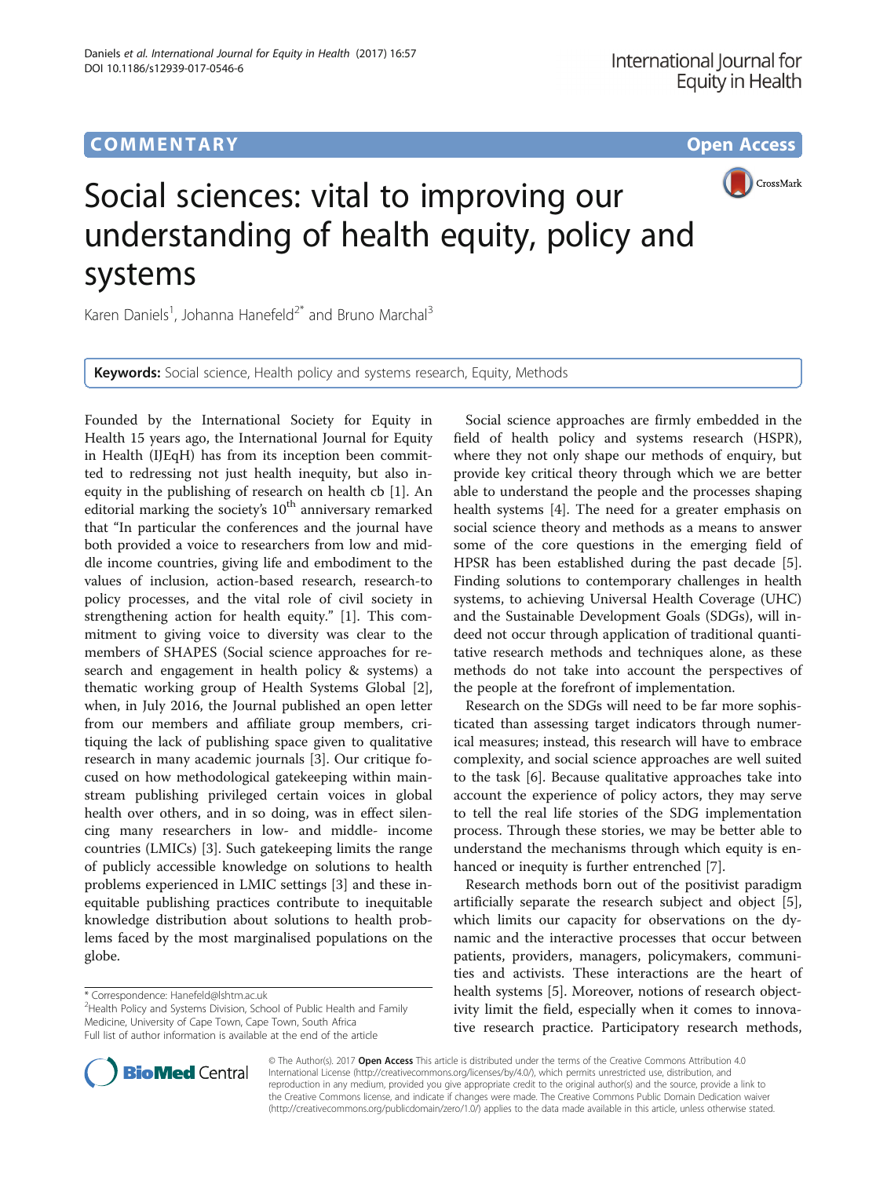COMMENTARY Open Access

# Social sciences: vital to improving our understanding of health equity, policy and systems

Karen Daniels[1], Johanna Hanefeld[2*] and Bruno Marchal[3]

**Keywords:** Social science, Health policy and systems research, Equity, Methods

Founded by the International Society for Equity in Health 15 years ago, the International Journal for Equity in Health (IJEqH) has from its inception been committed to redressing not just health inequity, but also inequity in the publishing of research on health cb [1]. An editorial marking the society's 10th anniversary remarked that "In particular the conferences and the journal have both provided a voice to researchers from low and middle income countries, giving life and embodiment to the values of inclusion, action-based research, research-to policy processes, and the vital role of civil society in strengthening action for health equity." [1]. This commitment to giving voice to diversity was clear to the members of SHAPES (Social science approaches for research and engagement in health policy & systems) a thematic working group of Health Systems Global [2], when, in July 2016, the Journal published an open letter from our members and affiliate group members, critiquing the lack of publishing space given to qualitative research in many academic journals [3]. Our critique focused on how methodological gatekeeping within mainstream publishing privileged certain voices in global health over others, and in so doing, was in effect silencing many researchers in low- and middle- income countries (LMICs) [3]. Such gatekeeping limits the range of publicly accessible knowledge on solutions to health problems experienced in LMIC settings [3] and these inequitable publishing practices contribute to inequitable knowledge distribution about solutions to health problems faced by the most marginalised populations on the globe.

Social science approaches are firmly embedded in the field of health policy and systems research (HSPR), where they not only shape our methods of enquiry, but provide key critical theory through which we are better able to understand the people and the processes shaping health systems [4]. The need for a greater emphasis on social science theory and methods as a means to answer some of the core questions in the emerging field of HPSR has been established during the past decade [5]. Finding solutions to contemporary challenges in health systems, to achieving Universal Health Coverage (UHC) and the Sustainable Development Goals (SDGs), will indeed not occur through application of traditional quantitative research methods and techniques alone, as these methods do not take into account the perspectives of the people at the forefront of implementation.

Research on the SDGs will need to be far more sophisticated than assessing target indicators through numerical measures; instead, this research will have to embrace complexity, and social science approaches are well suited to the task [6]. Because qualitative approaches take into account the experience of policy actors, they may serve to tell the real life stories of the SDG implementation process. Through these stories, we may be better able to understand the mechanisms through which equity is enhanced or inequity is further entrenched [7].

Research methods born out of the positivist paradigm artificially separate the research subject and object [5], which limits our capacity for observations on the dynamic and the interactive processes that occur between patients, providers, managers, policymakers, communities and activists. These interactions are the heart of health systems [5]. Moreover, notions of research objectivity limit the field, especially when it comes to innovative research practice. Participatory research methods,

\* Correspondence: Hanefeld@lshtm.ac.uk
[2]Health Policy and Systems Division, School of Public Health and Family Medicine, University of Cape Town, Cape Town, South Africa
Full list of author information is available at the end of the article

© The Author(s). 2017 **Open Access** This article is distributed under the terms of the Creative Commons Attribution 4.0 International License (http://creativecommons.org/licenses/by/4.0/), which permits unrestricted use, distribution, and reproduction in any medium, provided you give appropriate credit to the original author(s) and the source, provide a link to the Creative Commons license, and indicate if changes were made. The Creative Commons Public Domain Dedication waiver (http://creativecommons.org/publicdomain/zero/1.0/) applies to the data made available in this article, unless otherwise stated.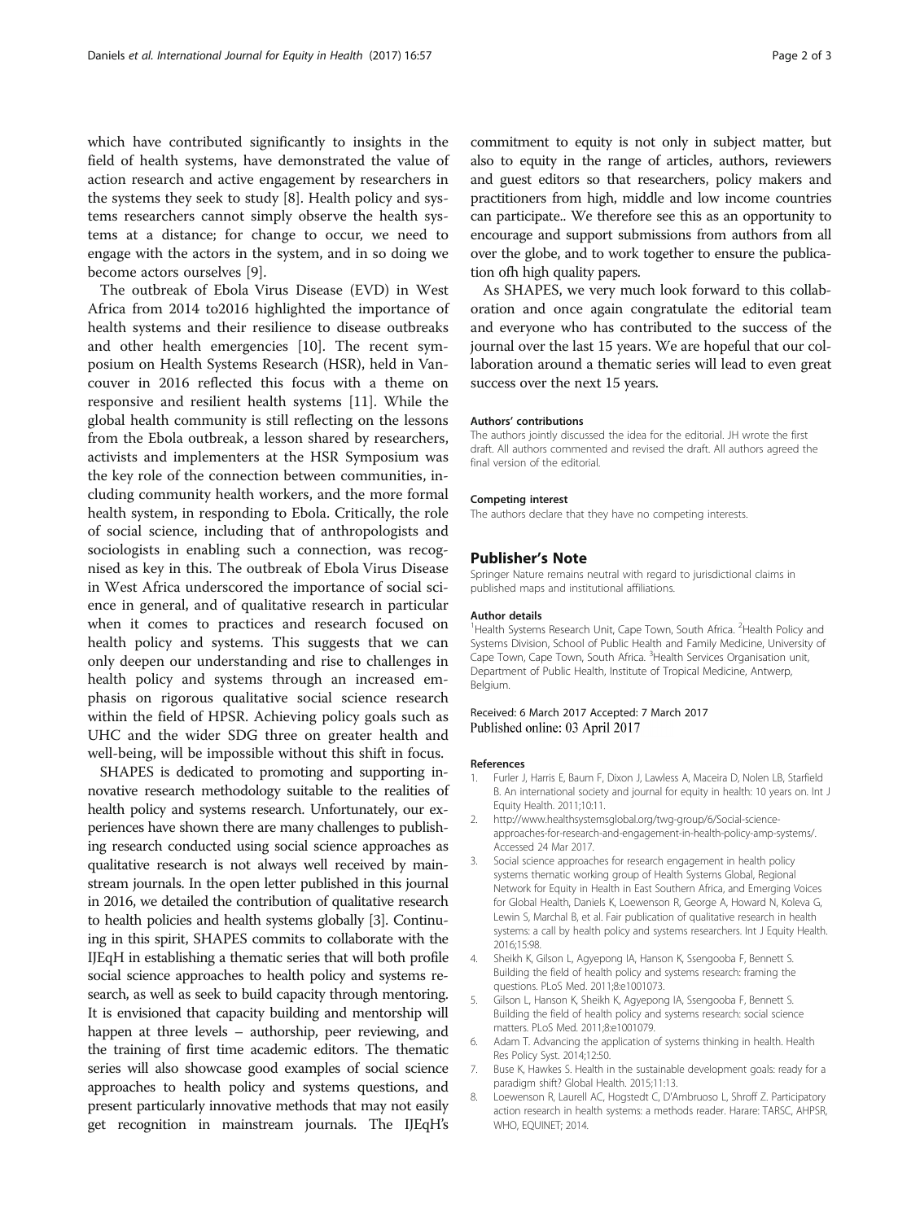which have contributed significantly to insights in the field of health systems, have demonstrated the value of action research and active engagement by researchers in the systems they seek to study [8]. Health policy and systems researchers cannot simply observe the health systems at a distance; for change to occur, we need to engage with the actors in the system, and in so doing we become actors ourselves [9].

The outbreak of Ebola Virus Disease (EVD) in West Africa from 2014 to2016 highlighted the importance of health systems and their resilience to disease outbreaks and other health emergencies [10]. The recent symposium on Health Systems Research (HSR), held in Vancouver in 2016 reflected this focus with a theme on responsive and resilient health systems [11]. While the global health community is still reflecting on the lessons from the Ebola outbreak, a lesson shared by researchers, activists and implementers at the HSR Symposium was the key role of the connection between communities, including community health workers, and the more formal health system, in responding to Ebola. Critically, the role of social science, including that of anthropologists and sociologists in enabling such a connection, was recognised as key in this. The outbreak of Ebola Virus Disease in West Africa underscored the importance of social science in general, and of qualitative research in particular when it comes to practices and research focused on health policy and systems. This suggests that we can only deepen our understanding and rise to challenges in health policy and systems through an increased emphasis on rigorous qualitative social science research within the field of HPSR. Achieving policy goals such as UHC and the wider SDG three on greater health and well-being, will be impossible without this shift in focus.

SHAPES is dedicated to promoting and supporting innovative research methodology suitable to the realities of health policy and systems research. Unfortunately, our experiences have shown there are many challenges to publishing research conducted using social science approaches as qualitative research is not always well received by mainstream journals. In the open letter published in this journal in 2016, we detailed the contribution of qualitative research to health policies and health systems globally [3]. Continuing in this spirit, SHAPES commits to collaborate with the IJEqH in establishing a thematic series that will both profile social science approaches to health policy and systems research, as well as seek to build capacity through mentoring. It is envisioned that capacity building and mentorship will happen at three levels – authorship, peer reviewing, and the training of first time academic editors. The thematic series will also showcase good examples of social science approaches to health policy and systems questions, and present particularly innovative methods that may not easily get recognition in mainstream journals. The IJEqH's commitment to equity is not only in subject matter, but also to equity in the range of articles, authors, reviewers and guest editors so that researchers, policy makers and practitioners from high, middle and low income countries can participate.. We therefore see this as an opportunity to encourage and support submissions from authors from all over the globe, and to work together to ensure the publication ofh high quality papers.

As SHAPES, we very much look forward to this collaboration and once again congratulate the editorial team and everyone who has contributed to the success of the journal over the last 15 years. We are hopeful that our collaboration around a thematic series will lead to even great success over the next 15 years.

#### Authors' contributions

The authors jointly discussed the idea for the editorial. JH wrote the first draft. All authors commented and revised the draft. All authors agreed the final version of the editorial.

#### Competing interest

The authors declare that they have no competing interests.

## Publisher's Note

Springer Nature remains neutral with regard to jurisdictional claims in published maps and institutional affiliations.

#### Author details

[1]Health Systems Research Unit, Cape Town, South Africa. [2]Health Policy and Systems Division, School of Public Health and Family Medicine, University of Cape Town, Cape Town, South Africa. [3]Health Services Organisation unit, Department of Public Health, Institute of Tropical Medicine, Antwerp, Belgium.

Received: 6 March 2017 Accepted: 7 March 2017
Published online: 03 April 2017

#### References

1. Furler J, Harris E, Baum F, Dixon J, Lawless A, Maceira D, Nolen LB, Starfield B. An international society and journal for equity in health: 10 years on. Int J Equity Health. 2011;10:11.
2. http://www.healthsystemsglobal.org/twg-group/6/Social-science-approaches-for-research-and-engagement-in-health-policy-amp-systems/. Accessed 24 Mar 2017.
3. Social science approaches for research engagement in health policy systems thematic working group of Health Systems Global, Regional Network for Equity in Health in East Southern Africa, and Emerging Voices for Global Health, Daniels K, Loewenson R, George A, Howard N, Koleva G, Lewin S, Marchal B, et al. Fair publication of qualitative research in health systems: a call by health policy and systems researchers. Int J Equity Health. 2016;15:98.
4. Sheikh K, Gilson L, Agyepong IA, Hanson K, Ssengooba F, Bennett S. Building the field of health policy and systems research: framing the questions. PLoS Med. 2011;8:e1001073.
5. Gilson L, Hanson K, Sheikh K, Agyepong IA, Ssengooba F, Bennett S. Building the field of health policy and systems research: social science matters. PLoS Med. 2011;8:e1001079.
6. Adam T. Advancing the application of systems thinking in health. Health Res Policy Syst. 2014;12:50.
7. Buse K, Hawkes S. Health in the sustainable development goals: ready for a paradigm shift? Global Health. 2015;11:13.
8. Loewenson R, Laurell AC, Hogstedt C, D'Ambruoso L, Shroff Z. Participatory action research in health systems: a methods reader. Harare: TARSC, AHPSR, WHO, EQUINET; 2014.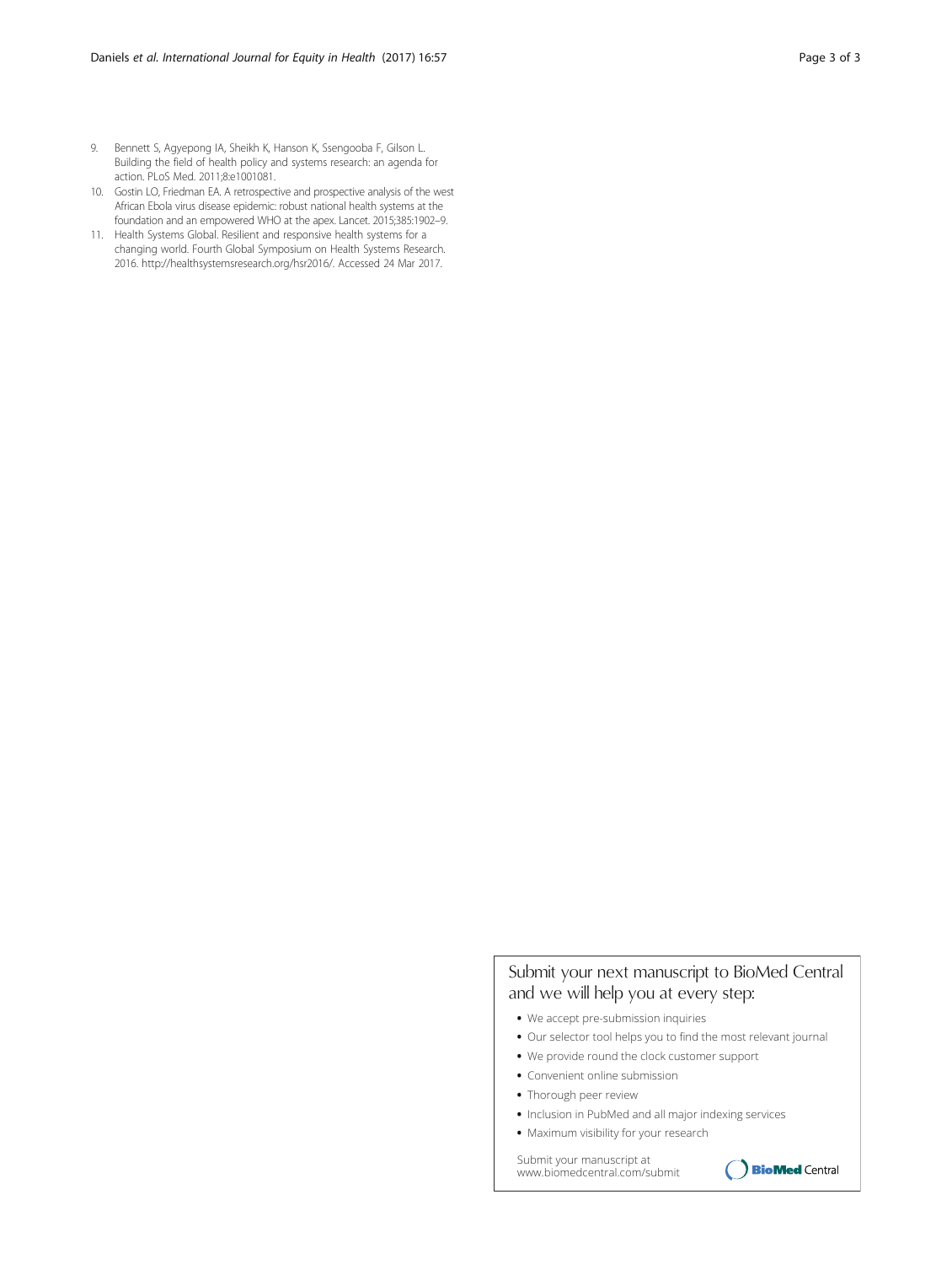9. Bennett S, Agyepong IA, Sheikh K, Hanson K, Ssengooba F, Gilson L. Building the field of health policy and systems research: an agenda for action. PLoS Med. 2011;8:e1001081.
10. Gostin LO, Friedman EA. A retrospective and prospective analysis of the west African Ebola virus disease epidemic: robust national health systems at the foundation and an empowered WHO at the apex. Lancet. 2015;385:1902–9.
11. Health Systems Global. Resilient and responsive health systems for a changing world. Fourth Global Symposium on Health Systems Research. 2016. http://healthsystemsresearch.org/hsr2016/. Accessed 24 Mar 2017.

Submit your next manuscript to BioMed Central and we will help you at every step:

- We accept pre-submission inquiries
- Our selector tool helps you to find the most relevant journal
- We provide round the clock customer support
- Convenient online submission
- Thorough peer review
- Inclusion in PubMed and all major indexing services
- Maximum visibility for your research

Submit your manuscript at
www.biomedcentral.com/submit

BioMed Central